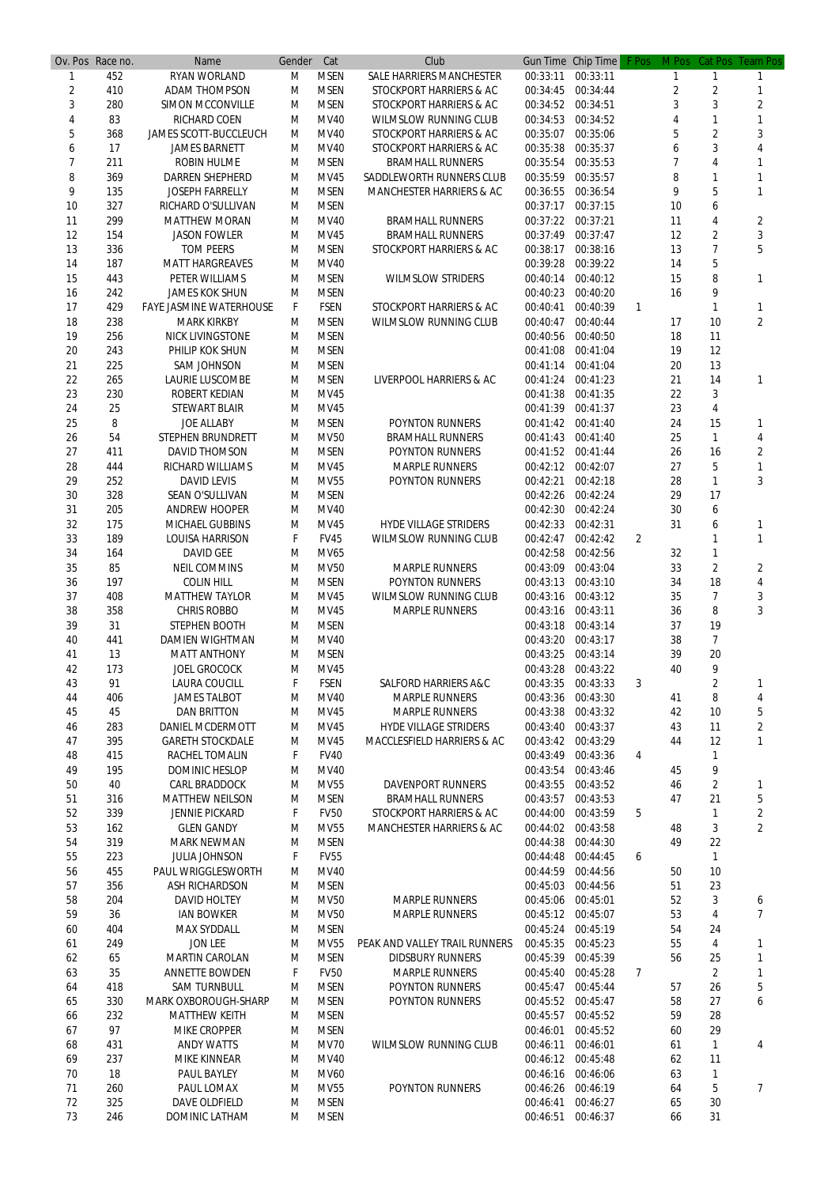| Ov. Pos | Race no. | Name | Gender | Cat | Club | Gun Time | Chip Time | F Pos | M Pos | Cat Pos | Team Pos |
|---|---|---|---|---|---|---|---|---|---|---|---|
| 1 | 452 | RYAN WORLAND | M | MSEN | SALE HARRIERS MANCHESTER | 00:33:11 | 00:33:11 | | 1 | 1 | 1 |
| 2 | 410 | ADAM THOMPSON | M | MSEN | STOCKPORT HARRIERS & AC | 00:34:45 | 00:34:44 | | 2 | 2 | 1 |
| 3 | 280 | SIMON MCCONVILLE | M | MSEN | STOCKPORT HARRIERS & AC | 00:34:52 | 00:34:51 | | 3 | 3 | 2 |
| 4 | 83 | RICHARD COEN | M | MV40 | WILMSLOW RUNNING CLUB | 00:34:53 | 00:34:52 | | 4 | 1 | 1 |
| 5 | 368 | JAMES SCOTT-BUCCLEUCH | M | MV40 | STOCKPORT HARRIERS & AC | 00:35:07 | 00:35:06 | | 5 | 2 | 3 |
| 6 | 17 | JAMES BARNETT | M | MV40 | STOCKPORT HARRIERS & AC | 00:35:38 | 00:35:37 | | 6 | 3 | 4 |
| 7 | 211 | ROBIN HULME | M | MSEN | BRAMHALL RUNNERS | 00:35:54 | 00:35:53 | | 7 | 4 | 1 |
| 8 | 369 | DARREN SHEPHERD | M | MV45 | SADDLEWORTH RUNNERS CLUB | 00:35:59 | 00:35:57 | | 8 | 1 | 1 |
| 9 | 135 | JOSEPH FARRELLY | M | MSEN | MANCHESTER HARRIERS & AC | 00:36:55 | 00:36:54 | | 9 | 5 | 1 |
| 10 | 327 | RICHARD O'SULLIVAN | M | MSEN | | 00:37:17 | 00:37:15 | | 10 | 6 | |
| 11 | 299 | MATTHEW MORAN | M | MV40 | BRAMHALL RUNNERS | 00:37:22 | 00:37:21 | | 11 | 4 | 2 |
| 12 | 154 | JASON FOWLER | M | MV45 | BRAMHALL RUNNERS | 00:37:49 | 00:37:47 | | 12 | 2 | 3 |
| 13 | 336 | TOM PEERS | M | MSEN | STOCKPORT HARRIERS & AC | 00:38:17 | 00:38:16 | | 13 | 7 | 5 |
| 14 | 187 | MATT HARGREAVES | M | MV40 | | 00:39:28 | 00:39:22 | | 14 | 5 | |
| 15 | 443 | PETER WILLIAMS | M | MSEN | WILMSLOW STRIDERS | 00:40:14 | 00:40:12 | | 15 | 8 | 1 |
| 16 | 242 | JAMES KOK SHUN | M | MSEN | | 00:40:23 | 00:40:20 | | 16 | 9 | |
| 17 | 429 | FAYE JASMINE WATERHOUSE | F | FSEN | STOCKPORT HARRIERS & AC | 00:40:41 | 00:40:39 | 1 | | 1 | 1 |
| 18 | 238 | MARK KIRKBY | M | MSEN | WILMSLOW RUNNING CLUB | 00:40:47 | 00:40:44 | | 17 | 10 | 2 |
| 19 | 256 | NICK LIVINGSTONE | M | MSEN | | 00:40:56 | 00:40:50 | | 18 | 11 | |
| 20 | 243 | PHILIP KOK SHUN | M | MSEN | | 00:41:08 | 00:41:04 | | 19 | 12 | |
| 21 | 225 | SAM JOHNSON | M | MSEN | | 00:41:14 | 00:41:04 | | 20 | 13 | |
| 22 | 265 | LAURIE LUSCOMBE | M | MSEN | LIVERPOOL HARRIERS & AC | 00:41:24 | 00:41:23 | | 21 | 14 | 1 |
| 23 | 230 | ROBERT KEDIAN | M | MV45 | | 00:41:38 | 00:41:35 | | 22 | 3 | |
| 24 | 25 | STEWART BLAIR | M | MV45 | | 00:41:39 | 00:41:37 | | 23 | 4 | |
| 25 | 8 | JOE ALLABY | M | MSEN | POYNTON RUNNERS | 00:41:42 | 00:41:40 | | 24 | 15 | 1 |
| 26 | 54 | STEPHEN BRUNDRETT | M | MV50 | BRAMHALL RUNNERS | 00:41:43 | 00:41:40 | | 25 | 1 | 4 |
| 27 | 411 | DAVID THOMSON | M | MSEN | POYNTON RUNNERS | 00:41:52 | 00:41:44 | | 26 | 16 | 2 |
| 28 | 444 | RICHARD WILLIAMS | M | MV45 | MARPLE RUNNERS | 00:42:12 | 00:42:07 | | 27 | 5 | 1 |
| 29 | 252 | DAVID LEVIS | M | MV55 | POYNTON RUNNERS | 00:42:21 | 00:42:18 | | 28 | 1 | 3 |
| 30 | 328 | SEAN O'SULLIVAN | M | MSEN | | 00:42:26 | 00:42:24 | | 29 | 17 | |
| 31 | 205 | ANDREW HOOPER | M | MV40 | | 00:42:30 | 00:42:24 | | 30 | 6 | |
| 32 | 175 | MICHAEL GUBBINS | M | MV45 | HYDE VILLAGE STRIDERS | 00:42:33 | 00:42:31 | | 31 | 6 | 1 |
| 33 | 189 | LOUISA HARRISON | F | FV45 | WILMSLOW RUNNING CLUB | 00:42:47 | 00:42:42 | 2 | | 1 | 1 |
| 34 | 164 | DAVID GEE | M | MV65 | | 00:42:58 | 00:42:56 | | 32 | 1 | |
| 35 | 85 | NEIL COMMINS | M | MV50 | MARPLE RUNNERS | 00:43:09 | 00:43:04 | | 33 | 2 | 2 |
| 36 | 197 | COLIN HILL | M | MSEN | POYNTON RUNNERS | 00:43:13 | 00:43:10 | | 34 | 18 | 4 |
| 37 | 408 | MATTHEW TAYLOR | M | MV45 | WILMSLOW RUNNING CLUB | 00:43:16 | 00:43:12 | | 35 | 7 | 3 |
| 38 | 358 | CHRIS ROBBO | M | MV45 | MARPLE RUNNERS | 00:43:16 | 00:43:11 | | 36 | 8 | 3 |
| 39 | 31 | STEPHEN BOOTH | M | MSEN | | 00:43:18 | 00:43:14 | | 37 | 19 | |
| 40 | 441 | DAMIEN WIGHTMAN | M | MV40 | | 00:43:20 | 00:43:17 | | 38 | 7 | |
| 41 | 13 | MATT ANTHONY | M | MSEN | | 00:43:25 | 00:43:14 | | 39 | 20 | |
| 42 | 173 | JOEL GROCOCK | M | MV45 | | 00:43:28 | 00:43:22 | | 40 | 9 | |
| 43 | 91 | LAURA COUCILL | F | FSEN | SALFORD HARRIERS A&C | 00:43:35 | 00:43:33 | 3 | | 2 | 1 |
| 44 | 406 | JAMES TALBOT | M | MV40 | MARPLE RUNNERS | 00:43:36 | 00:43:30 | | 41 | 8 | 4 |
| 45 | 45 | DAN BRITTON | M | MV45 | MARPLE RUNNERS | 00:43:38 | 00:43:32 | | 42 | 10 | 5 |
| 46 | 283 | DANIEL MCDERMOTT | M | MV45 | HYDE VILLAGE STRIDERS | 00:43:40 | 00:43:37 | | 43 | 11 | 2 |
| 47 | 395 | GARETH STOCKDALE | M | MV45 | MACCLESFIELD HARRIERS & AC | 00:43:42 | 00:43:29 | | 44 | 12 | 1 |
| 48 | 415 | RACHEL TOMALIN | F | FV40 | | 00:43:49 | 00:43:36 | 4 | | 1 | |
| 49 | 195 | DOMINIC HESLOP | M | MV40 | | 00:43:54 | 00:43:46 | | 45 | 9 | |
| 50 | 40 | CARL BRADDOCK | M | MV55 | DAVENPORT RUNNERS | 00:43:55 | 00:43:52 | | 46 | 2 | 1 |
| 51 | 316 | MATTHEW NEILSON | M | MSEN | BRAMHALL RUNNERS | 00:43:57 | 00:43:53 | | 47 | 21 | 5 |
| 52 | 339 | JENNIE PICKARD | F | FV50 | STOCKPORT HARRIERS & AC | 00:44:00 | 00:43:59 | 5 | | 1 | 2 |
| 53 | 162 | GLEN GANDY | M | MV55 | MANCHESTER HARRIERS & AC | 00:44:02 | 00:43:58 | | 48 | 3 | 2 |
| 54 | 319 | MARK NEWMAN | M | MSEN | | 00:44:38 | 00:44:30 | | 49 | 22 | |
| 55 | 223 | JULIA JOHNSON | F | FV55 | | 00:44:48 | 00:44:45 | 6 | | 1 | |
| 56 | 455 | PAUL WRIGGLESWORTH | M | MV40 | | 00:44:59 | 00:44:56 | | 50 | 10 | |
| 57 | 356 | ASH RICHARDSON | M | MSEN | | 00:45:03 | 00:44:56 | | 51 | 23 | |
| 58 | 204 | DAVID HOLTEY | M | MV50 | MARPLE RUNNERS | 00:45:06 | 00:45:01 | | 52 | 3 | 6 |
| 59 | 36 | IAN BOWKER | M | MV50 | MARPLE RUNNERS | 00:45:12 | 00:45:07 | | 53 | 4 | 7 |
| 60 | 404 | MAX SYDDALL | M | MSEN | | 00:45:24 | 00:45:19 | | 54 | 24 | |
| 61 | 249 | JON LEE | M | MV55 | PEAK AND VALLEY TRAIL RUNNERS | 00:45:35 | 00:45:23 | | 55 | 4 | 1 |
| 62 | 65 | MARTIN CAROLAN | M | MSEN | DIDSBURY RUNNERS | 00:45:39 | 00:45:39 | | 56 | 25 | 1 |
| 63 | 35 | ANNETTE BOWDEN | F | FV50 | MARPLE RUNNERS | 00:45:40 | 00:45:28 | 7 | | 2 | 1 |
| 64 | 418 | SAM TURNBULL | M | MSEN | POYNTON RUNNERS | 00:45:47 | 00:45:44 | | 57 | 26 | 5 |
| 65 | 330 | MARK OXBOROUGH-SHARP | M | MSEN | POYNTON RUNNERS | 00:45:52 | 00:45:47 | | 58 | 27 | 6 |
| 66 | 232 | MATTHEW KEITH | M | MSEN | | 00:45:57 | 00:45:52 | | 59 | 28 | |
| 67 | 97 | MIKE CROPPER | M | MSEN | | 00:46:01 | 00:45:52 | | 60 | 29 | |
| 68 | 431 | ANDY WATTS | M | MV70 | WILMSLOW RUNNING CLUB | 00:46:11 | 00:46:01 | | 61 | 1 | 4 |
| 69 | 237 | MIKE KINNEAR | M | MV40 | | 00:46:12 | 00:45:48 | | 62 | 11 | |
| 70 | 18 | PAUL BAYLEY | M | MV60 | | 00:46:16 | 00:46:06 | | 63 | 1 | |
| 71 | 260 | PAUL LOMAX | M | MV55 | POYNTON RUNNERS | 00:46:26 | 00:46:19 | | 64 | 5 | 7 |
| 72 | 325 | DAVE OLDFIELD | M | MSEN | | 00:46:41 | 00:46:27 | | 65 | 30 | |
| 73 | 246 | DOMINIC LATHAM | M | MSEN | | 00:46:51 | 00:46:37 | | 66 | 31 | |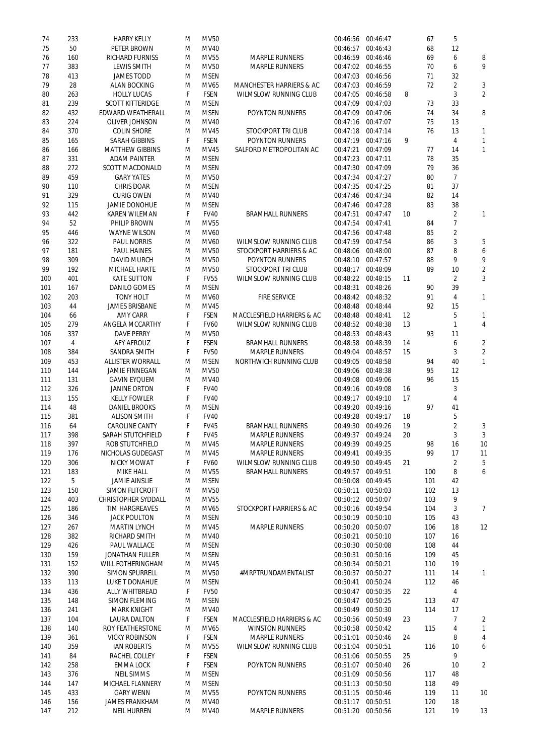| | | | | | | | | | | | |
|---|---|---|---|---|---|---|---|---|---|---|---|
| 74 | 233 | HARRY KELLY | M | MV50 | | 00:46:56 | 00:46:47 | | 67 | 5 | |
| 75 | 50 | PETER BROWN | M | MV40 | | 00:46:57 | 00:46:43 | | 68 | 12 | |
| 76 | 160 | RICHARD FURNISS | M | MV55 | MARPLE RUNNERS | 00:46:59 | 00:46:46 | | 69 | 6 | 8 |
| 77 | 383 | LEWIS SMITH | M | MV50 | MARPLE RUNNERS | 00:47:02 | 00:46:55 | | 70 | 6 | 9 |
| 78 | 413 | JAMES TODD | M | MSEN | | 00:47:03 | 00:46:56 | | 71 | 32 | |
| 79 | 28 | ALAN BOCKING | M | MV65 | MANCHESTER HARRIERS & AC | 00:47:03 | 00:46:59 | | 72 | 2 | 3 |
| 80 | 263 | HOLLY LUCAS | F | FSEN | WILMSLOW RUNNING CLUB | 00:47:05 | 00:46:58 | 8 | | 3 | 2 |
| 81 | 239 | SCOTT KITTERIDGE | M | MSEN | | 00:47:09 | 00:47:03 | | 73 | 33 | |
| 82 | 432 | EDWARD WEATHERALL | M | MSEN | POYNTON RUNNERS | 00:47:09 | 00:47:06 | | 74 | 34 | 8 |
| 83 | 224 | OLIVER JOHNSON | M | MV40 | | 00:47:16 | 00:47:07 | | 75 | 13 | |
| 84 | 370 | COLIN SHORE | M | MV45 | STOCKPORT TRI CLUB | 00:47:18 | 00:47:14 | | 76 | 13 | 1 |
| 85 | 165 | SARAH GIBBINS | F | FSEN | POYNTON RUNNERS | 00:47:19 | 00:47:16 | 9 | | 4 | 1 |
| 86 | 166 | MATTHEW GIBBINS | M | MV45 | SALFORD METROPOLITAN AC | 00:47:21 | 00:47:09 | | 77 | 14 | 1 |
| 87 | 331 | ADAM PAINTER | M | MSEN | | 00:47:23 | 00:47:11 | | 78 | 35 | |
| 88 | 272 | SCOTT MACDONALD | M | MSEN | | 00:47:30 | 00:47:09 | | 79 | 36 | |
| 89 | 459 | GARY YATES | M | MV50 | | 00:47:34 | 00:47:27 | | 80 | 7 | |
| 90 | 110 | CHRIS DOAR | M | MSEN | | 00:47:35 | 00:47:25 | | 81 | 37 | |
| 91 | 329 | CURIG OWEN | M | MV40 | | 00:47:46 | 00:47:34 | | 82 | 14 | |
| 92 | 115 | JAMIE DONOHUE | M | MSEN | | 00:47:46 | 00:47:28 | | 83 | 38 | |
| 93 | 442 | KAREN WILEMAN | F | FV40 | BRAMHALL RUNNERS | 00:47:51 | 00:47:47 | 10 | | 2 | 1 |
| 94 | 52 | PHILIP BROWN | M | MV55 | | 00:47:54 | 00:47:41 | | 84 | 7 | |
| 95 | 446 | WAYNE WILSON | M | MV60 | | 00:47:56 | 00:47:48 | | 85 | 2 | |
| 96 | 322 | PAUL NORRIS | M | MV60 | WILMSLOW RUNNING CLUB | 00:47:59 | 00:47:54 | | 86 | 3 | 5 |
| 97 | 181 | PAUL HAINES | M | MV50 | STOCKPORT HARRIERS & AC | 00:48:06 | 00:48:00 | | 87 | 8 | 6 |
| 98 | 309 | DAVID MURCH | M | MV50 | POYNTON RUNNERS | 00:48:10 | 00:47:57 | | 88 | 9 | 9 |
| 99 | 192 | MICHAEL HARTE | M | MV50 | STOCKPORT TRI CLUB | 00:48:17 | 00:48:09 | | 89 | 10 | 2 |
| 100 | 401 | KATE SUTTON | F | FV55 | WILMSLOW RUNNING CLUB | 00:48:22 | 00:48:15 | 11 | | 2 | 3 |
| 101 | 167 | DANILO GOMES | M | MSEN | | 00:48:31 | 00:48:26 | | 90 | 39 | |
| 102 | 203 | TONY HOLT | M | MV60 | FIRE SERVICE | 00:48:42 | 00:48:32 | | 91 | 4 | 1 |
| 103 | 44 | JAMES BRISBANE | M | MV45 | | 00:48:48 | 00:48:44 | | 92 | 15 | |
| 104 | 66 | AMY CARR | F | FSEN | MACCLESFIELD HARRIERS & AC | 00:48:48 | 00:48:41 | 12 | | 5 | 1 |
| 105 | 279 | ANGELA MCCARTHY | F | FV60 | WILMSLOW RUNNING CLUB | 00:48:52 | 00:48:38 | 13 | | 1 | 4 |
| 106 | 337 | DAVE PERRY | M | MV50 | | 00:48:53 | 00:48:43 | | 93 | 11 | |
| 107 | 4 | AFY AFROUZ | F | FSEN | BRAMHALL RUNNERS | 00:48:58 | 00:48:39 | 14 | | 6 | 2 |
| 108 | 384 | SANDRA SMITH | F | FV50 | MARPLE RUNNERS | 00:49:04 | 00:48:57 | 15 | | 3 | 2 |
| 109 | 453 | ALLISTER WORRALL | M | MSEN | NORTHWICH RUNNING CLUB | 00:49:05 | 00:48:58 | | 94 | 40 | 1 |
| 110 | 144 | JAMIE FINNEGAN | M | MV50 | | 00:49:06 | 00:48:38 | | 95 | 12 | |
| 111 | 131 | GAVIN EYQUEM | M | MV40 | | 00:49:08 | 00:49:06 | | 96 | 15 | |
| 112 | 326 | JANINE ORTON | F | FV40 | | 00:49:16 | 00:49:08 | 16 | | 3 | |
| 113 | 155 | KELLY FOWLER | F | FV40 | | 00:49:17 | 00:49:10 | 17 | | 4 | |
| 114 | 48 | DANIEL BROOKS | M | MSEN | | 00:49:20 | 00:49:16 | | 97 | 41 | |
| 115 | 381 | ALISON SMITH | F | FV40 | | 00:49:28 | 00:49:17 | 18 | | 5 | |
| 116 | 64 | CAROLINE CANTY | F | FV45 | BRAMHALL RUNNERS | 00:49:30 | 00:49:26 | 19 | | 2 | 3 |
| 117 | 398 | SARAH STUTCHFIELD | F | FV45 | MARPLE RUNNERS | 00:49:37 | 00:49:24 | 20 | | 3 | 3 |
| 118 | 397 | ROB STUTCHFIELD | M | MV45 | MARPLE RUNNERS | 00:49:39 | 00:49:25 | | 98 | 16 | 10 |
| 119 | 176 | NICHOLAS GUDEGAST | M | MV45 | MARPLE RUNNERS | 00:49:41 | 00:49:35 | | 99 | 17 | 11 |
| 120 | 306 | NICKY MOWAT | F | FV60 | WILMSLOW RUNNING CLUB | 00:49:50 | 00:49:45 | 21 | | 2 | 5 |
| 121 | 183 | MIKE HALL | M | MV55 | BRAMHALL RUNNERS | 00:49:57 | 00:49:51 | | 100 | 8 | 6 |
| 122 | 5 | JAMIE AINSLIE | M | MSEN | | 00:50:08 | 00:49:45 | | 101 | 42 | |
| 123 | 150 | SIMON FLITCROFT | M | MV50 | | 00:50:11 | 00:50:03 | | 102 | 13 | |
| 124 | 403 | CHRISTOPHER SYDDALL | M | MV55 | | 00:50:12 | 00:50:07 | | 103 | 9 | |
| 125 | 186 | TIM HARGREAVES | M | MV65 | STOCKPORT HARRIERS & AC | 00:50:16 | 00:49:54 | | 104 | 3 | 7 |
| 126 | 346 | JACK POULTON | M | MSEN | | 00:50:19 | 00:50:10 | | 105 | 43 | |
| 127 | 267 | MARTIN LYNCH | M | MV45 | MARPLE RUNNERS | 00:50:20 | 00:50:07 | | 106 | 18 | 12 |
| 128 | 382 | RICHARD SMITH | M | MV40 | | 00:50:21 | 00:50:10 | | 107 | 16 | |
| 129 | 426 | PAUL WALLACE | M | MSEN | | 00:50:30 | 00:50:08 | | 108 | 44 | |
| 130 | 159 | JONATHAN FULLER | M | MSEN | | 00:50:31 | 00:50:16 | | 109 | 45 | |
| 131 | 152 | WILL FOTHERINGHAM | M | MV45 | | 00:50:34 | 00:50:21 | | 110 | 19 | |
| 132 | 390 | SIMON SPURRELL | M | MV50 | #MRPTRUNDAMENTALIST | 00:50:37 | 00:50:27 | | 111 | 14 | 1 |
| 133 | 113 | LUKE T DONAHUE | M | MSEN | | 00:50:41 | 00:50:24 | | 112 | 46 | |
| 134 | 436 | ALLY WHITBREAD | F | FV50 | | 00:50:47 | 00:50:35 | 22 | | 4 | |
| 135 | 148 | SIMON FLEMING | M | MSEN | | 00:50:47 | 00:50:25 | | 113 | 47 | |
| 136 | 241 | MARK KNIGHT | M | MV40 | | 00:50:49 | 00:50:30 | | 114 | 17 | |
| 137 | 104 | LAURA DALTON | F | FSEN | MACCLESFIELD HARRIERS & AC | 00:50:56 | 00:50:49 | 23 | | 7 | 2 |
| 138 | 140 | ROY FEATHERSTONE | M | MV65 | WINSTON RUNNERS | 00:50:58 | 00:50:42 | | 115 | 4 | 1 |
| 139 | 361 | VICKY ROBINSON | F | FSEN | MARPLE RUNNERS | 00:51:01 | 00:50:46 | 24 | | 8 | 4 |
| 140 | 359 | IAN ROBERTS | M | MV55 | WILMSLOW RUNNING CLUB | 00:51:04 | 00:50:51 | | 116 | 10 | 6 |
| 141 | 84 | RACHEL COLLEY | F | FSEN | | 00:51:06 | 00:50:55 | 25 | | 9 | |
| 142 | 258 | EMMA LOCK | F | FSEN | POYNTON RUNNERS | 00:51:07 | 00:50:40 | 26 | | 10 | 2 |
| 143 | 376 | NEIL SIMMS | M | MSEN | | 00:51:09 | 00:50:56 | | 117 | 48 | |
| 144 | 147 | MICHAEL FLANNERY | M | MSEN | | 00:51:13 | 00:50:50 | | 118 | 49 | |
| 145 | 433 | GARY WENN | M | MV55 | POYNTON RUNNERS | 00:51:15 | 00:50:46 | | 119 | 11 | 10 |
| 146 | 156 | JAMES FRANKHAM | M | MV40 | | 00:51:17 | 00:50:51 | | 120 | 18 | |
| 147 | 212 | NEIL HURREN | M | MV40 | MARPLE RUNNERS | 00:51:20 | 00:50:56 | | 121 | 19 | 13 |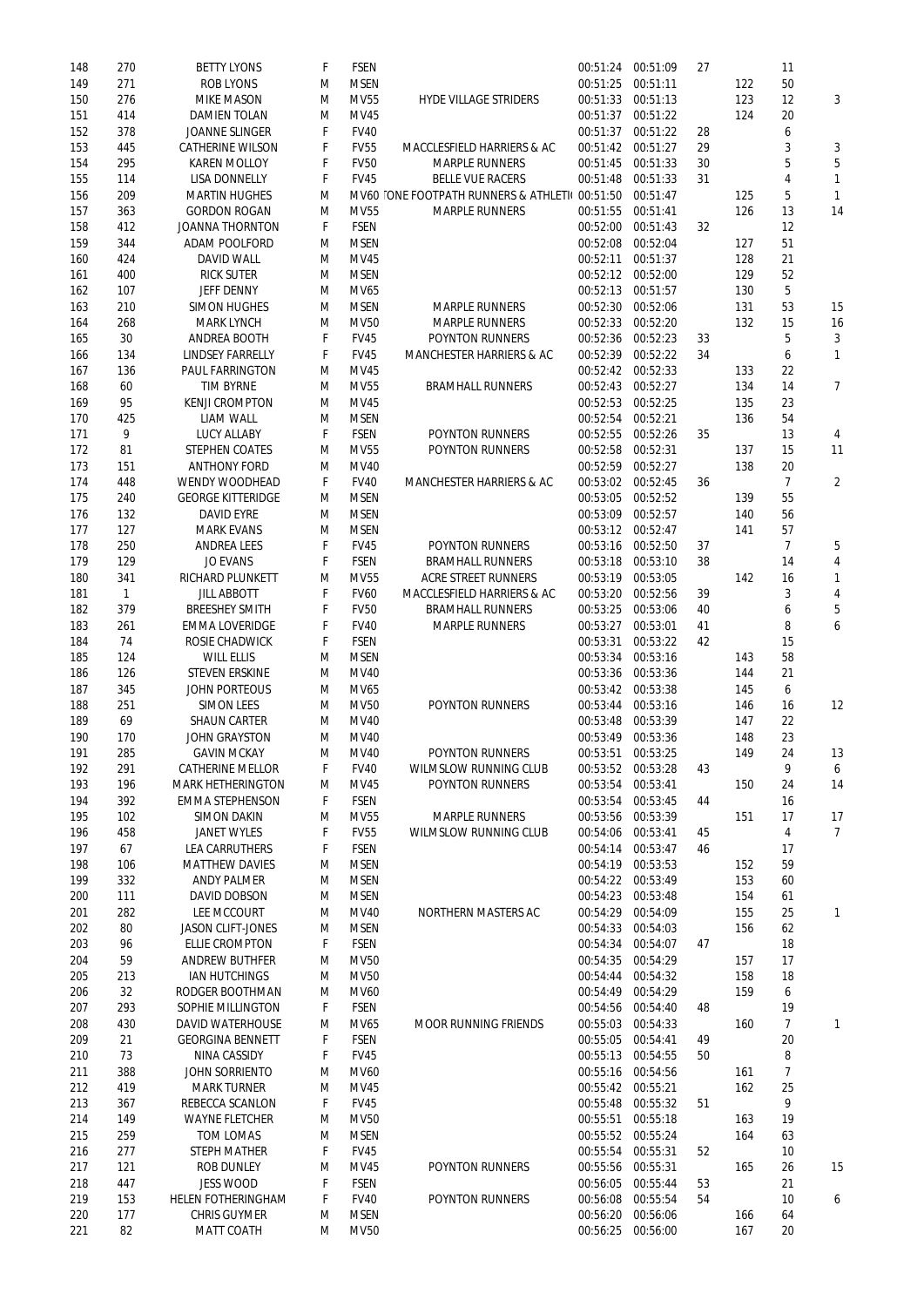| 148 | 270 | BETTY LYONS | F | FSEN | | 00:51:24 | 00:51:09 | 27 | | 11 | |
|---|---|---|---|---|---|---|---|---|---|---|---|
| 149 | 271 | ROB LYONS | M | MSEN | | 00:51:25 | 00:51:11 | | 122 | 50 | |
| 150 | 276 | MIKE MASON | M | MV55 | HYDE VILLAGE STRIDERS | 00:51:33 | 00:51:13 | | 123 | 12 | 3 |
| 151 | 414 | DAMIEN TOLAN | M | MV45 | | 00:51:37 | 00:51:22 | | 124 | 20 | |
| 152 | 378 | JOANNE SLINGER | F | FV40 | | 00:51:37 | 00:51:22 | 28 | | 6 | |
| 153 | 445 | CATHERINE WILSON | F | FV55 | MACCLESFIELD HARRIERS & AC | 00:51:42 | 00:51:27 | 29 | | 3 | 3 |
| 154 | 295 | KAREN MOLLOY | F | FV50 | MARPLE RUNNERS | 00:51:45 | 00:51:33 | 30 | | 5 | 5 |
| 155 | 114 | LISA DONNELLY | F | FV45 | BELLE VUE RACERS | 00:51:48 | 00:51:33 | 31 | | 4 | 1 |
| 156 | 209 | MARTIN HUGHES | M | MV60 | ONE FOOTPATH RUNNERS & ATHLETI | 00:51:50 | 00:51:47 | | 125 | 5 | 1 |
| 157 | 363 | GORDON ROGAN | M | MV55 | MARPLE RUNNERS | 00:51:55 | 00:51:41 | | 126 | 13 | 14 |
| 158 | 412 | JOANNA THORNTON | F | FSEN | | 00:52:00 | 00:51:43 | 32 | | 12 | |
| 159 | 344 | ADAM POOLFORD | M | MSEN | | 00:52:08 | 00:52:04 | | 127 | 51 | |
| 160 | 424 | DAVID WALL | M | MV45 | | 00:52:11 | 00:51:37 | | 128 | 21 | |
| 161 | 400 | RICK SUTER | M | MSEN | | 00:52:12 | 00:52:00 | | 129 | 52 | |
| 162 | 107 | JEFF DENNY | M | MV65 | | 00:52:13 | 00:51:57 | | 130 | 5 | |
| 163 | 210 | SIMON HUGHES | M | MSEN | MARPLE RUNNERS | 00:52:30 | 00:52:06 | | 131 | 53 | 15 |
| 164 | 268 | MARK LYNCH | M | MV50 | MARPLE RUNNERS | 00:52:33 | 00:52:20 | | 132 | 15 | 16 |
| 165 | 30 | ANDREA BOOTH | F | FV45 | POYNTON RUNNERS | 00:52:36 | 00:52:23 | 33 | | 5 | 3 |
| 166 | 134 | LINDSEY FARRELLY | F | FV45 | MANCHESTER HARRIERS & AC | 00:52:39 | 00:52:22 | 34 | | 6 | 1 |
| 167 | 136 | PAUL FARRINGTON | M | MV45 | | 00:52:42 | 00:52:33 | | 133 | 22 | |
| 168 | 60 | TIM BYRNE | M | MV55 | BRAMHALL RUNNERS | 00:52:43 | 00:52:27 | | 134 | 14 | 7 |
| 169 | 95 | KENJI CROMPTON | M | MV45 | | 00:52:53 | 00:52:25 | | 135 | 23 | |
| 170 | 425 | LIAM WALL | M | MSEN | | 00:52:54 | 00:52:21 | | 136 | 54 | |
| 171 | 9 | LUCY ALLABY | F | FSEN | POYNTON RUNNERS | 00:52:55 | 00:52:26 | 35 | | 13 | 4 |
| 172 | 81 | STEPHEN COATES | M | MV55 | POYNTON RUNNERS | 00:52:58 | 00:52:31 | | 137 | 15 | 11 |
| 173 | 151 | ANTHONY FORD | M | MV40 | | 00:52:59 | 00:52:27 | | 138 | 20 | |
| 174 | 448 | WENDY WOODHEAD | F | FV40 | MANCHESTER HARRIERS & AC | 00:53:02 | 00:52:45 | 36 | | 7 | 2 |
| 175 | 240 | GEORGE KITTERIDGE | M | MSEN | | 00:53:05 | 00:52:52 | | 139 | 55 | |
| 176 | 132 | DAVID EYRE | M | MSEN | | 00:53:09 | 00:52:57 | | 140 | 56 | |
| 177 | 127 | MARK EVANS | M | MSEN | | 00:53:12 | 00:52:47 | | 141 | 57 | |
| 178 | 250 | ANDREA LEES | F | FV45 | POYNTON RUNNERS | 00:53:16 | 00:52:50 | 37 | | 7 | 5 |
| 179 | 129 | JO EVANS | F | FSEN | BRAMHALL RUNNERS | 00:53:18 | 00:53:10 | 38 | | 14 | 4 |
| 180 | 341 | RICHARD PLUNKETT | M | MV55 | ACRE STREET RUNNERS | 00:53:19 | 00:53:05 | | 142 | 16 | 1 |
| 181 | 1 | JILL ABBOTT | F | FV60 | MACCLESFIELD HARRIERS & AC | 00:53:20 | 00:52:56 | 39 | | 3 | 4 |
| 182 | 379 | BREESHEY SMITH | F | FV50 | BRAMHALL RUNNERS | 00:53:25 | 00:53:06 | 40 | | 6 | 5 |
| 183 | 261 | EMMA LOVERIDGE | F | FV40 | MARPLE RUNNERS | 00:53:27 | 00:53:01 | 41 | | 8 | 6 |
| 184 | 74 | ROSIE CHADWICK | F | FSEN | | 00:53:31 | 00:53:22 | 42 | | 15 | |
| 185 | 124 | WILL ELLIS | M | MSEN | | 00:53:34 | 00:53:16 | | 143 | 58 | |
| 186 | 126 | STEVEN ERSKINE | M | MV40 | | 00:53:36 | 00:53:36 | | 144 | 21 | |
| 187 | 345 | JOHN PORTEOUS | M | MV65 | | 00:53:42 | 00:53:38 | | 145 | 6 | |
| 188 | 251 | SIMON LEES | M | MV50 | POYNTON RUNNERS | 00:53:44 | 00:53:16 | | 146 | 16 | 12 |
| 189 | 69 | SHAUN CARTER | M | MV40 | | 00:53:48 | 00:53:39 | | 147 | 22 | |
| 190 | 170 | JOHN GRAYSTON | M | MV40 | | 00:53:49 | 00:53:36 | | 148 | 23 | |
| 191 | 285 | GAVIN MCKAY | M | MV40 | POYNTON RUNNERS | 00:53:51 | 00:53:25 | | 149 | 24 | 13 |
| 192 | 291 | CATHERINE MELLOR | F | FV40 | WILMSLOW RUNNING CLUB | 00:53:52 | 00:53:28 | 43 | | 9 | 6 |
| 193 | 196 | MARK HETHERINGTON | M | MV45 | POYNTON RUNNERS | 00:53:54 | 00:53:41 | | 150 | 24 | 14 |
| 194 | 392 | EMMA STEPHENSON | F | FSEN | | 00:53:54 | 00:53:45 | 44 | | 16 | |
| 195 | 102 | SIMON DAKIN | M | MV55 | MARPLE RUNNERS | 00:53:56 | 00:53:39 | | 151 | 17 | 17 |
| 196 | 458 | JANET WYLES | F | FV55 | WILMSLOW RUNNING CLUB | 00:54:06 | 00:53:41 | 45 | | 4 | 7 |
| 197 | 67 | LEA CARRUTHERS | F | FSEN | | 00:54:14 | 00:53:47 | 46 | | 17 | |
| 198 | 106 | MATTHEW DAVIES | M | MSEN | | 00:54:19 | 00:53:53 | | 152 | 59 | |
| 199 | 332 | ANDY PALMER | M | MSEN | | 00:54:22 | 00:53:49 | | 153 | 60 | |
| 200 | 111 | DAVID DOBSON | M | MSEN | | 00:54:23 | 00:53:48 | | 154 | 61 | |
| 201 | 282 | LEE MCCOURT | M | MV40 | NORTHERN MASTERS AC | 00:54:29 | 00:54:09 | | 155 | 25 | 1 |
| 202 | 80 | JASON CLIFT-JONES | M | MSEN | | 00:54:33 | 00:54:03 | | 156 | 62 | |
| 203 | 96 | ELLIE CROMPTON | F | FSEN | | 00:54:34 | 00:54:07 | 47 | | 18 | |
| 204 | 59 | ANDREW BUTHFER | M | MV50 | | 00:54:35 | 00:54:29 | | 157 | 17 | |
| 205 | 213 | IAN HUTCHINGS | M | MV50 | | 00:54:44 | 00:54:32 | | 158 | 18 | |
| 206 | 32 | RODGER BOOTHMAN | M | MV60 | | 00:54:49 | 00:54:29 | | 159 | 6 | |
| 207 | 293 | SOPHIE MILLINGTON | F | FSEN | | 00:54:56 | 00:54:40 | 48 | | 19 | |
| 208 | 430 | DAVID WATERHOUSE | M | MV65 | MOOR RUNNING FRIENDS | 00:55:03 | 00:54:33 | | 160 | 7 | 1 |
| 209 | 21 | GEORGINA BENNETT | F | FSEN | | 00:55:05 | 00:54:41 | 49 | | 20 | |
| 210 | 73 | NINA CASSIDY | F | FV45 | | 00:55:13 | 00:54:55 | 50 | | 8 | |
| 211 | 388 | JOHN SORRIENTO | M | MV60 | | 00:55:16 | 00:54:56 | | 161 | 7 | |
| 212 | 419 | MARK TURNER | M | MV45 | | 00:55:42 | 00:55:21 | | 162 | 25 | |
| 213 | 367 | REBECCA SCANLON | F | FV45 | | 00:55:48 | 00:55:32 | 51 | | 9 | |
| 214 | 149 | WAYNE FLETCHER | M | MV50 | | 00:55:51 | 00:55:18 | | 163 | 19 | |
| 215 | 259 | TOM LOMAS | M | MSEN | | 00:55:52 | 00:55:24 | | 164 | 63 | |
| 216 | 277 | STEPH MATHER | F | FV45 | | 00:55:54 | 00:55:31 | 52 | | 10 | |
| 217 | 121 | ROB DUNLEY | M | MV45 | POYNTON RUNNERS | 00:55:56 | 00:55:31 | | 165 | 26 | 15 |
| 218 | 447 | JESS WOOD | F | FSEN | | 00:56:05 | 00:55:44 | 53 | | 21 | |
| 219 | 153 | HELEN FOTHERINGHAM | F | FV40 | POYNTON RUNNERS | 00:56:08 | 00:55:54 | 54 | | 10 | 6 |
| 220 | 177 | CHRIS GUYMER | M | MSEN | | 00:56:20 | 00:56:06 | | 166 | 64 | |
| 221 | 82 | MATT COATH | M | MV50 | | 00:56:25 | 00:56:00 | | 167 | 20 | |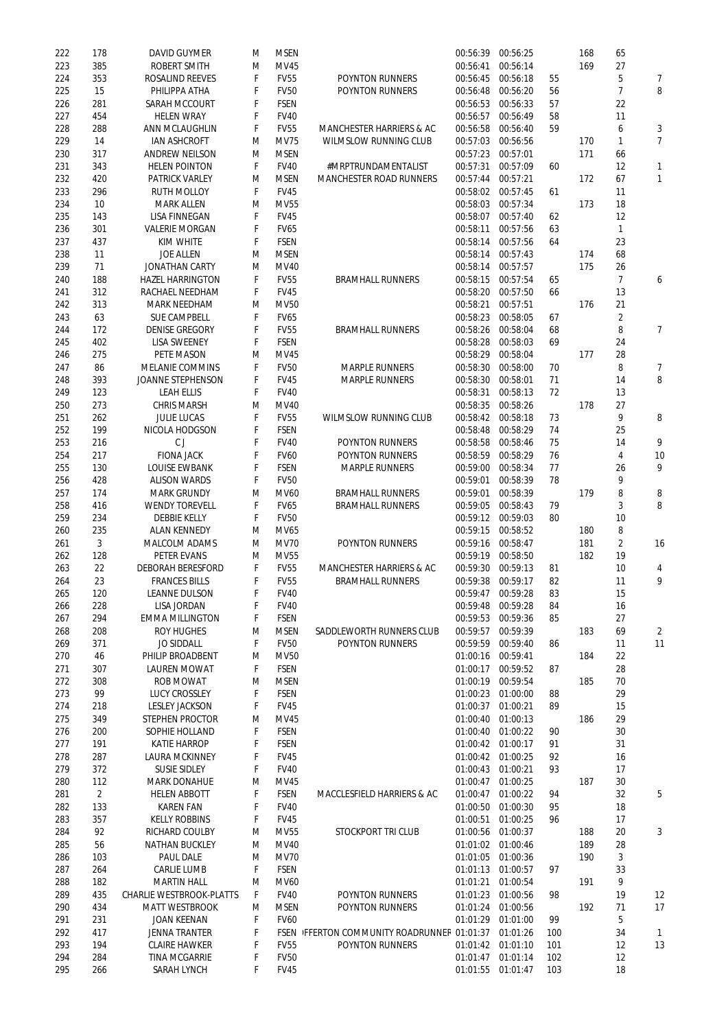| | | | | | | | | | | | | |
|---|---|---|---|---|---|---|---|---|---|---|---|---|
| 222 | 178 | DAVID GUYMER | M | MSEN | | 00:56:39 | 00:56:25 | | 168 | 65 | |
| 223 | 385 | ROBERT SMITH | M | MV45 | | 00:56:41 | 00:56:14 | | 169 | 27 | |
| 224 | 353 | ROSALIND REEVES | F | FV55 | POYNTON RUNNERS | 00:56:45 | 00:56:18 | 55 | | 5 | 7 |
| 225 | 15 | PHILIPPA ATHA | F | FV50 | POYNTON RUNNERS | 00:56:48 | 00:56:20 | 56 | | 7 | 8 |
| 226 | 281 | SARAH MCCOURT | F | FSEN | | 00:56:53 | 00:56:33 | 57 | | 22 | |
| 227 | 454 | HELEN WRAY | F | FV40 | | 00:56:57 | 00:56:49 | 58 | | 11 | |
| 228 | 288 | ANN MCLAUGHLIN | F | FV55 | MANCHESTER HARRIERS & AC | 00:56:58 | 00:56:40 | 59 | | 6 | 3 |
| 229 | 14 | IAN ASHCROFT | M | MV75 | WILMSLOW RUNNING CLUB | 00:57:03 | 00:56:56 | | 170 | 1 | 7 |
| 230 | 317 | ANDREW NEILSON | M | MSEN | | 00:57:23 | 00:57:01 | | 171 | 66 | |
| 231 | 343 | HELEN POINTON | F | FV40 | #MRPTRUNDAMENTALIST | 00:57:31 | 00:57:09 | 60 | | 12 | 1 |
| 232 | 420 | PATRICK VARLEY | M | MSEN | MANCHESTER ROAD RUNNERS | 00:57:44 | 00:57:21 | | 172 | 67 | 1 |
| 233 | 296 | RUTH MOLLOY | F | FV45 | | 00:58:02 | 00:57:45 | 61 | | 11 | |
| 234 | 10 | MARK ALLEN | M | MV55 | | 00:58:03 | 00:57:34 | | 173 | 18 | |
| 235 | 143 | LISA FINNEGAN | F | FV45 | | 00:58:07 | 00:57:40 | 62 | | 12 | |
| 236 | 301 | VALERIE MORGAN | F | FV65 | | 00:58:11 | 00:57:56 | 63 | | 1 | |
| 237 | 437 | KIM WHITE | F | FSEN | | 00:58:14 | 00:57:56 | 64 | | 23 | |
| 238 | 11 | JOE ALLEN | M | MSEN | | 00:58:14 | 00:57:43 | | 174 | 68 | |
| 239 | 71 | JONATHAN CARTY | M | MV40 | | 00:58:14 | 00:57:57 | | 175 | 26 | |
| 240 | 188 | HAZEL HARRINGTON | F | FV55 | BRAMHALL RUNNERS | 00:58:15 | 00:57:54 | 65 | | 7 | 6 |
| 241 | 312 | RACHAEL NEEDHAM | F | FV45 | | 00:58:20 | 00:57:50 | 66 | | 13 | |
| 242 | 313 | MARK NEEDHAM | M | MV50 | | 00:58:21 | 00:57:51 | | 176 | 21 | |
| 243 | 63 | SUE CAMPBELL | F | FV65 | | 00:58:23 | 00:58:05 | 67 | | 2 | |
| 244 | 172 | DENISE GREGORY | F | FV55 | BRAMHALL RUNNERS | 00:58:26 | 00:58:04 | 68 | | 8 | 7 |
| 245 | 402 | LISA SWEENEY | F | FSEN | | 00:58:28 | 00:58:03 | 69 | | 24 | |
| 246 | 275 | PETE MASON | M | MV45 | | 00:58:29 | 00:58:04 | | 177 | 28 | |
| 247 | 86 | MELANIE COMMINS | F | FV50 | MARPLE RUNNERS | 00:58:30 | 00:58:00 | 70 | | 8 | 7 |
| 248 | 393 | JOANNE STEPHENSON | F | FV45 | MARPLE RUNNERS | 00:58:30 | 00:58:01 | 71 | | 14 | 8 |
| 249 | 123 | LEAH ELLIS | F | FV40 | | 00:58:31 | 00:58:13 | 72 | | 13 | |
| 250 | 273 | CHRIS MARSH | M | MV40 | | 00:58:35 | 00:58:26 | | 178 | 27 | |
| 251 | 262 | JULIE LUCAS | F | FV55 | WILMSLOW RUNNING CLUB | 00:58:42 | 00:58:18 | 73 | | 9 | 8 |
| 252 | 199 | NICOLA HODGSON | F | FSEN | | 00:58:48 | 00:58:29 | 74 | | 25 | |
| 253 | 216 | C J | F | FV40 | POYNTON RUNNERS | 00:58:58 | 00:58:46 | 75 | | 14 | 9 |
| 254 | 217 | FIONA JACK | F | FV60 | POYNTON RUNNERS | 00:58:59 | 00:58:29 | 76 | | 4 | 10 |
| 255 | 130 | LOUISE EWBANK | F | FSEN | MARPLE RUNNERS | 00:59:00 | 00:58:34 | 77 | | 26 | 9 |
| 256 | 428 | ALISON WARDS | F | FV50 | | 00:59:01 | 00:58:39 | 78 | | 9 | |
| 257 | 174 | MARK GRUNDY | M | MV60 | BRAMHALL RUNNERS | 00:59:01 | 00:58:39 | | 179 | 8 | 8 |
| 258 | 416 | WENDY TOREVELL | F | FV65 | BRAMHALL RUNNERS | 00:59:05 | 00:58:43 | 79 | | 3 | 8 |
| 259 | 234 | DEBBIE KELLY | F | FV50 | | 00:59:12 | 00:59:03 | 80 | | 10 | |
| 260 | 235 | ALAN KENNEDY | M | MV65 | | 00:59:15 | 00:58:52 | | 180 | 8 | |
| 261 | 3 | MALCOLM ADAMS | M | MV70 | POYNTON RUNNERS | 00:59:16 | 00:58:47 | | 181 | 2 | 16 |
| 262 | 128 | PETER EVANS | M | MV55 | | 00:59:19 | 00:58:50 | | 182 | 19 | |
| 263 | 22 | DEBORAH BERESFORD | F | FV55 | MANCHESTER HARRIERS & AC | 00:59:30 | 00:59:13 | 81 | | 10 | 4 |
| 264 | 23 | FRANCES BILLS | F | FV55 | BRAMHALL RUNNERS | 00:59:38 | 00:59:17 | 82 | | 11 | 9 |
| 265 | 120 | LEANNE DULSON | F | FV40 | | 00:59:47 | 00:59:28 | 83 | | 15 | |
| 266 | 228 | LISA JORDAN | F | FV40 | | 00:59:48 | 00:59:28 | 84 | | 16 | |
| 267 | 294 | EMMA MILLINGTON | F | FSEN | | 00:59:53 | 00:59:36 | 85 | | 27 | |
| 268 | 208 | ROY HUGHES | M | MSEN | SADDLEWORTH RUNNERS CLUB | 00:59:57 | 00:59:39 | | 183 | 69 | 2 |
| 269 | 371 | JO SIDDALL | F | FV50 | POYNTON RUNNERS | 00:59:59 | 00:59:40 | 86 | | 11 | 11 |
| 270 | 46 | PHILIP BROADBENT | M | MV50 | | 01:00:16 | 00:59:41 | | 184 | 22 | |
| 271 | 307 | LAUREN MOWAT | F | FSEN | | 01:00:17 | 00:59:52 | 87 | | 28 | |
| 272 | 308 | ROB MOWAT | M | MSEN | | 01:00:19 | 00:59:54 | | 185 | 70 | |
| 273 | 99 | LUCY CROSSLEY | F | FSEN | | 01:00:23 | 01:00:00 | 88 | | 29 | |
| 274 | 218 | LESLEY JACKSON | F | FV45 | | 01:00:37 | 01:00:21 | 89 | | 15 | |
| 275 | 349 | STEPHEN PROCTOR | M | MV45 | | 01:00:40 | 01:00:13 | | 186 | 29 | |
| 276 | 200 | SOPHIE HOLLAND | F | FSEN | | 01:00:40 | 01:00:22 | 90 | | 30 | |
| 277 | 191 | KATIE HARROP | F | FSEN | | 01:00:42 | 01:00:17 | 91 | | 31 | |
| 278 | 287 | LAURA MCKINNEY | F | FV45 | | 01:00:42 | 01:00:25 | 92 | | 16 | |
| 279 | 372 | SUSIE SIDLEY | F | FV40 | | 01:00:43 | 01:00:21 | 93 | | 17 | |
| 280 | 112 | MARK DONAHUE | M | MV45 | | 01:00:47 | 01:00:25 | | 187 | 30 | |
| 281 | 2 | HELEN ABBOTT | F | FSEN | MACCLESFIELD HARRIERS & AC | 01:00:47 | 01:00:22 | 94 | | 32 | 5 |
| 282 | 133 | KAREN FAN | F | FV40 | | 01:00:50 | 01:00:30 | 95 | | 18 | |
| 283 | 357 | KELLY ROBBINS | F | FV45 | | 01:00:51 | 01:00:25 | 96 | | 17 | |
| 284 | 92 | RICHARD COULBY | M | MV55 | STOCKPORT TRI CLUB | 01:00:56 | 01:00:37 | | 188 | 20 | 3 |
| 285 | 56 | NATHAN BUCKLEY | M | MV40 | | 01:01:02 | 01:00:46 | | 189 | 28 | |
| 286 | 103 | PAUL DALE | M | MV70 | | 01:01:05 | 01:00:36 | | 190 | 3 | |
| 287 | 264 | CARLIE LUMB | F | FSEN | | 01:01:13 | 01:00:57 | 97 | | 33 | |
| 288 | 182 | MARTIN HALL | M | MV60 | | 01:01:21 | 01:00:54 | | 191 | 9 | |
| 289 | 435 | CHARLIE WESTBROOK-PLATTS | F | FV40 | POYNTON RUNNERS | 01:01:23 | 01:00:56 | 98 | | 19 | 12 |
| 290 | 434 | MATT WESTBROOK | M | MSEN | POYNTON RUNNERS | 01:01:24 | 01:00:56 | | 192 | 71 | 17 |
| 291 | 231 | JOAN KEENAN | F | FV60 | | 01:01:29 | 01:01:00 | 99 | | 5 | |
| 292 | 417 | JENNA TRANTER | F | FSEN | FFERTON COMMUNITY ROADRUNNER | 01:01:37 | 01:01:26 | 100 | | 34 | 1 |
| 293 | 194 | CLAIRE HAWKER | F | FV55 | POYNTON RUNNERS | 01:01:42 | 01:01:10 | 101 | | 12 | 13 |
| 294 | 284 | TINA MCGARRIE | F | FV50 | | 01:01:47 | 01:01:14 | 102 | | 12 | |
| 295 | 266 | SARAH LYNCH | F | FV45 | | 01:01:55 | 01:01:47 | 103 | | 18 | |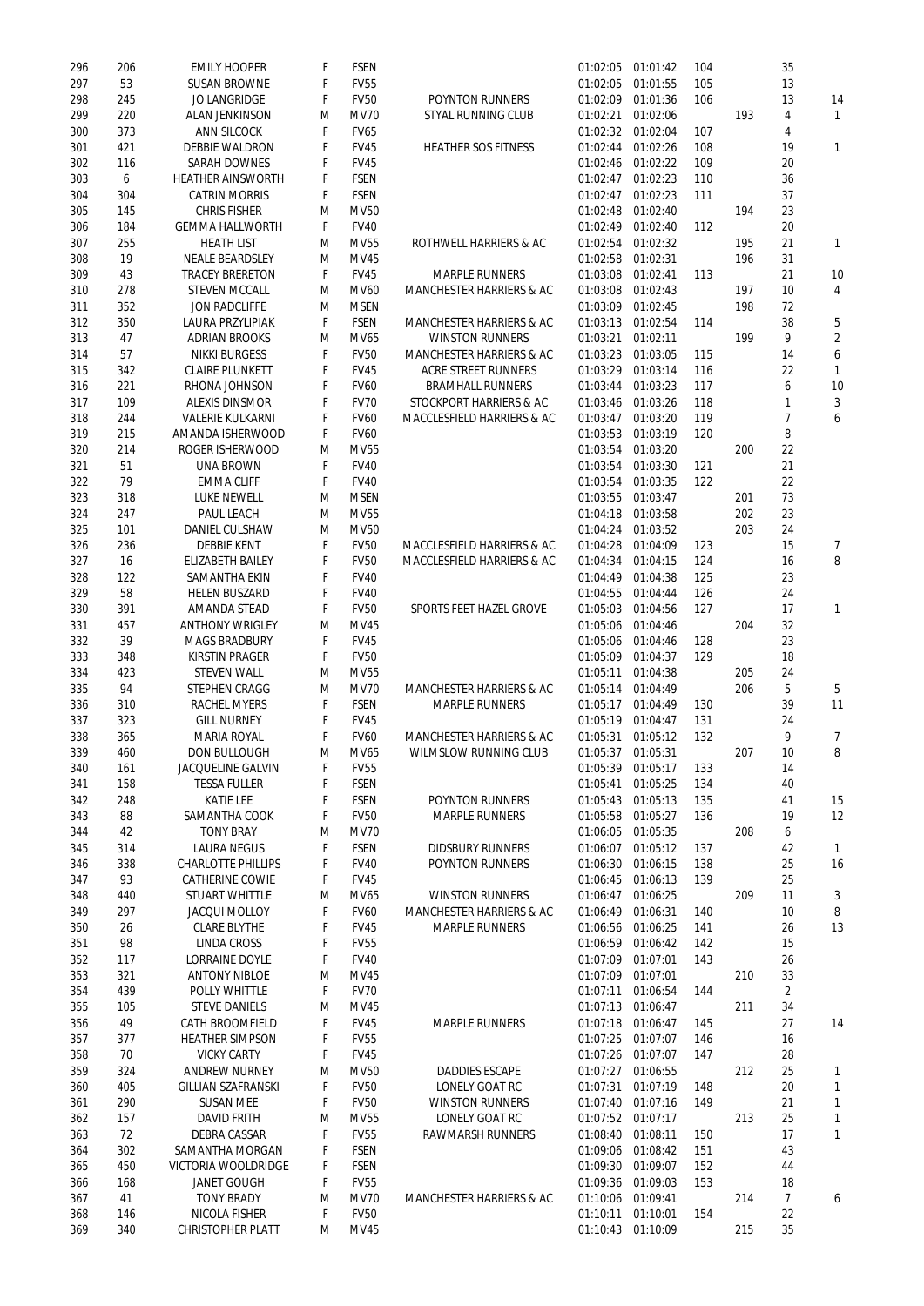| | | | | | | | | | | | |
|---|---|---|---|---|---|---|---|---|---|---|---|
| 296 | 206 | EMILY HOOPER | F | FSEN | | 01:02:05 | 01:01:42 | 104 | | 35 | |
| 297 | 53 | SUSAN BROWNE | F | FV55 | | 01:02:05 | 01:01:55 | 105 | | 13 | |
| 298 | 245 | JO LANGRIDGE | F | FV50 | POYNTON RUNNERS | 01:02:09 | 01:01:36 | 106 | | 13 | 14 |
| 299 | 220 | ALAN JENKINSON | M | MV70 | STYAL RUNNING CLUB | 01:02:21 | 01:02:06 | | 193 | 4 | 1 |
| 300 | 373 | ANN SILCOCK | F | FV65 | | 01:02:32 | 01:02:04 | 107 | | 4 | |
| 301 | 421 | DEBBIE WALDRON | F | FV45 | HEATHER SOS FITNESS | 01:02:44 | 01:02:26 | 108 | | 19 | 1 |
| 302 | 116 | SARAH DOWNES | F | FV45 | | 01:02:46 | 01:02:22 | 109 | | 20 | |
| 303 | 6 | HEATHER AINSWORTH | F | FSEN | | 01:02:47 | 01:02:23 | 110 | | 36 | |
| 304 | 304 | CATRIN MORRIS | F | FSEN | | 01:02:47 | 01:02:23 | 111 | | 37 | |
| 305 | 145 | CHRIS FISHER | M | MV50 | | 01:02:48 | 01:02:40 | | 194 | 23 | |
| 306 | 184 | GEMMA HALLWORTH | F | FV40 | | 01:02:49 | 01:02:40 | 112 | | 20 | |
| 307 | 255 | HEATH LIST | M | MV55 | ROTHWELL HARRIERS & AC | 01:02:54 | 01:02:32 | | 195 | 21 | 1 |
| 308 | 19 | NEALE BEARDSLEY | M | MV45 | | 01:02:58 | 01:02:31 | | 196 | 31 | |
| 309 | 43 | TRACEY BRERETON | F | FV45 | MARPLE RUNNERS | 01:03:08 | 01:02:41 | 113 | | 21 | 10 |
| 310 | 278 | STEVEN MCCALL | M | MV60 | MANCHESTER HARRIERS & AC | 01:03:08 | 01:02:43 | | 197 | 10 | 4 |
| 311 | 352 | JON RADCLIFFE | M | MSEN | | 01:03:09 | 01:02:45 | | 198 | 72 | |
| 312 | 350 | LAURA PRZYLIPIAK | F | FSEN | MANCHESTER HARRIERS & AC | 01:03:13 | 01:02:54 | 114 | | 38 | 5 |
| 313 | 47 | ADRIAN BROOKS | M | MV65 | WINSTON RUNNERS | 01:03:21 | 01:02:11 | | 199 | 9 | 2 |
| 314 | 57 | NIKKI BURGESS | F | FV50 | MANCHESTER HARRIERS & AC | 01:03:23 | 01:03:05 | 115 | | 14 | 6 |
| 315 | 342 | CLAIRE PLUNKETT | F | FV45 | ACRE STREET RUNNERS | 01:03:29 | 01:03:14 | 116 | | 22 | 1 |
| 316 | 221 | RHONA JOHNSON | F | FV60 | BRAMHALL RUNNERS | 01:03:44 | 01:03:23 | 117 | | 6 | 10 |
| 317 | 109 | ALEXIS DINSMOR | F | FV70 | STOCKPORT HARRIERS & AC | 01:03:46 | 01:03:26 | 118 | | 1 | 3 |
| 318 | 244 | VALERIE KULKARNI | F | FV60 | MACCLESFIELD HARRIERS & AC | 01:03:47 | 01:03:20 | 119 | | 7 | 6 |
| 319 | 215 | AMANDA ISHERWOOD | F | FV60 | | 01:03:53 | 01:03:19 | 120 | | 8 | |
| 320 | 214 | ROGER ISHERWOOD | M | MV55 | | 01:03:54 | 01:03:20 | | 200 | 22 | |
| 321 | 51 | UNA BROWN | F | FV40 | | 01:03:54 | 01:03:30 | 121 | | 21 | |
| 322 | 79 | EMMA CLIFF | F | FV40 | | 01:03:54 | 01:03:35 | 122 | | 22 | |
| 323 | 318 | LUKE NEWELL | M | MSEN | | 01:03:55 | 01:03:47 | | 201 | 73 | |
| 324 | 247 | PAUL LEACH | M | MV55 | | 01:04:18 | 01:03:58 | | 202 | 23 | |
| 325 | 101 | DANIEL CULSHAW | M | MV50 | | 01:04:24 | 01:03:52 | | 203 | 24 | |
| 326 | 236 | DEBBIE KENT | F | FV50 | MACCLESFIELD HARRIERS & AC | 01:04:28 | 01:04:09 | 123 | | 15 | 7 |
| 327 | 16 | ELIZABETH BAILEY | F | FV50 | MACCLESFIELD HARRIERS & AC | 01:04:34 | 01:04:15 | 124 | | 16 | 8 |
| 328 | 122 | SAMANTHA EKIN | F | FV40 | | 01:04:49 | 01:04:38 | 125 | | 23 | |
| 329 | 58 | HELEN BUSZARD | F | FV40 | | 01:04:55 | 01:04:44 | 126 | | 24 | |
| 330 | 391 | AMANDA STEAD | F | FV50 | SPORTS FEET HAZEL GROVE | 01:05:03 | 01:04:56 | 127 | | 17 | 1 |
| 331 | 457 | ANTHONY WRIGLEY | M | MV45 | | 01:05:06 | 01:04:46 | | 204 | 32 | |
| 332 | 39 | MAGS BRADBURY | F | FV45 | | 01:05:06 | 01:04:46 | 128 | | 23 | |
| 333 | 348 | KIRSTIN PRAGER | F | FV50 | | 01:05:09 | 01:04:37 | 129 | | 18 | |
| 334 | 423 | STEVEN WALL | M | MV55 | | 01:05:11 | 01:04:38 | | 205 | 24 | |
| 335 | 94 | STEPHEN CRAGG | M | MV70 | MANCHESTER HARRIERS & AC | 01:05:14 | 01:04:49 | | 206 | 5 | 5 |
| 336 | 310 | RACHEL MYERS | F | FSEN | MARPLE RUNNERS | 01:05:17 | 01:04:49 | 130 | | 39 | 11 |
| 337 | 323 | GILL NURNEY | F | FV45 | | 01:05:19 | 01:04:47 | 131 | | 24 | |
| 338 | 365 | MARIA ROYAL | F | FV60 | MANCHESTER HARRIERS & AC | 01:05:31 | 01:05:12 | 132 | | 9 | 7 |
| 339 | 460 | DON BULLOUGH | M | MV65 | WILMSLOW RUNNING CLUB | 01:05:37 | 01:05:31 | | 207 | 10 | 8 |
| 340 | 161 | JACQUELINE GALVIN | F | FV55 | | 01:05:39 | 01:05:17 | 133 | | 14 | |
| 341 | 158 | TESSA FULLER | F | FSEN | | 01:05:41 | 01:05:25 | 134 | | 40 | |
| 342 | 248 | KATIE LEE | F | FSEN | POYNTON RUNNERS | 01:05:43 | 01:05:13 | 135 | | 41 | 15 |
| 343 | 88 | SAMANTHA COOK | F | FV50 | MARPLE RUNNERS | 01:05:58 | 01:05:27 | 136 | | 19 | 12 |
| 344 | 42 | TONY BRAY | M | MV70 | | 01:06:05 | 01:05:35 | | 208 | 6 | |
| 345 | 314 | LAURA NEGUS | F | FSEN | DIDSBURY RUNNERS | 01:06:07 | 01:05:12 | 137 | | 42 | 1 |
| 346 | 338 | CHARLOTTE PHILLIPS | F | FV40 | POYNTON RUNNERS | 01:06:30 | 01:06:15 | 138 | | 25 | 16 |
| 347 | 93 | CATHERINE COWIE | F | FV45 | | 01:06:45 | 01:06:13 | 139 | | 25 | |
| 348 | 440 | STUART WHITTLE | M | MV65 | WINSTON RUNNERS | 01:06:47 | 01:06:25 | | 209 | 11 | 3 |
| 349 | 297 | JACQUI MOLLOY | F | FV60 | MANCHESTER HARRIERS & AC | 01:06:49 | 01:06:31 | 140 | | 10 | 8 |
| 350 | 26 | CLARE BLYTHE | F | FV45 | MARPLE RUNNERS | 01:06:56 | 01:06:25 | 141 | | 26 | 13 |
| 351 | 98 | LINDA CROSS | F | FV55 | | 01:06:59 | 01:06:42 | 142 | | 15 | |
| 352 | 117 | LORRAINE DOYLE | F | FV40 | | 01:07:09 | 01:07:01 | 143 | | 26 | |
| 353 | 321 | ANTONY NIBLOE | M | MV45 | | 01:07:09 | 01:07:01 | | 210 | 33 | |
| 354 | 439 | POLLY WHITTLE | F | FV70 | | 01:07:11 | 01:06:54 | 144 | | 2 | |
| 355 | 105 | STEVE DANIELS | M | MV45 | | 01:07:13 | 01:06:47 | | 211 | 34 | |
| 356 | 49 | CATH BROOMFIELD | F | FV45 | MARPLE RUNNERS | 01:07:18 | 01:06:47 | 145 | | 27 | 14 |
| 357 | 377 | HEATHER SIMPSON | F | FV55 | | 01:07:25 | 01:07:07 | 146 | | 16 | |
| 358 | 70 | VICKY CARTY | F | FV45 | | 01:07:26 | 01:07:07 | 147 | | 28 | |
| 359 | 324 | ANDREW NURNEY | M | MV50 | DADDIES ESCAPE | 01:07:27 | 01:06:55 | | 212 | 25 | 1 |
| 360 | 405 | GILLIAN SZAFRANSKI | F | FV50 | LONELY GOAT RC | 01:07:31 | 01:07:19 | 148 | | 20 | 1 |
| 361 | 290 | SUSAN MEE | F | FV50 | WINSTON RUNNERS | 01:07:40 | 01:07:16 | 149 | | 21 | 1 |
| 362 | 157 | DAVID FRITH | M | MV55 | LONELY GOAT RC | 01:07:52 | 01:07:17 | | 213 | 25 | 1 |
| 363 | 72 | DEBRA CASSAR | F | FV55 | RAWMARSH RUNNERS | 01:08:40 | 01:08:11 | 150 | | 17 | 1 |
| 364 | 302 | SAMANTHA MORGAN | F | FSEN | | 01:09:06 | 01:08:42 | 151 | | 43 | |
| 365 | 450 | VICTORIA WOOLDRIDGE | F | FSEN | | 01:09:30 | 01:09:07 | 152 | | 44 | |
| 366 | 168 | JANET GOUGH | F | FV55 | | 01:09:36 | 01:09:03 | 153 | | 18 | |
| 367 | 41 | TONY BRADY | M | MV70 | MANCHESTER HARRIERS & AC | 01:10:06 | 01:09:41 | | 214 | 7 | 6 |
| 368 | 146 | NICOLA FISHER | F | FV50 | | 01:10:11 | 01:10:01 | 154 | | 22 | |
| 369 | 340 | CHRISTOPHER PLATT | M | MV45 | | 01:10:43 | 01:10:09 | | 215 | 35 | |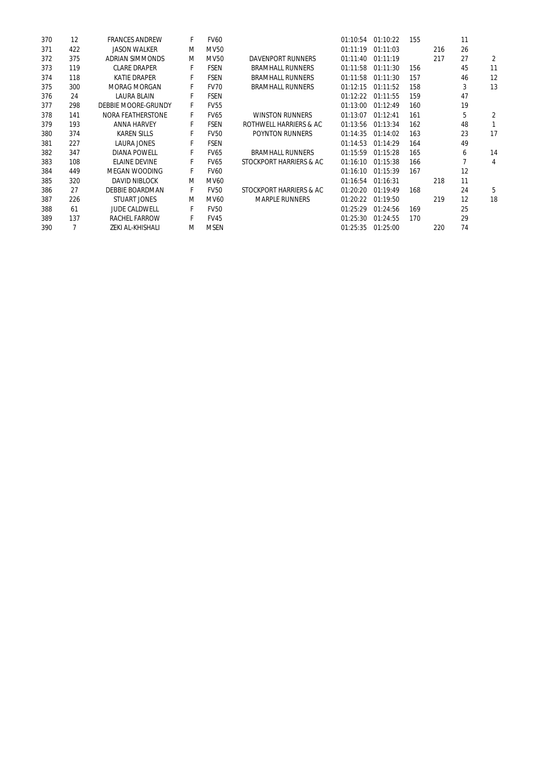| | | | | | | | | | | | |
|---|---|---|---|---|---|---|---|---|---|---|---|
| 370 | 12 | FRANCES ANDREW | F | FV60 | | 01:10:54 | 01:10:22 | 155 | | 11 | |
| 371 | 422 | JASON WALKER | M | MV50 | | 01:11:19 | 01:11:03 | | 216 | 26 | |
| 372 | 375 | ADRIAN SIMMONDS | M | MV50 | DAVENPORT RUNNERS | 01:11:40 | 01:11:19 | | 217 | 27 | 2 |
| 373 | 119 | CLARE DRAPER | F | FSEN | BRAMHALL RUNNERS | 01:11:58 | 01:11:30 | 156 | | 45 | 11 |
| 374 | 118 | KATIE DRAPER | F | FSEN | BRAMHALL RUNNERS | 01:11:58 | 01:11:30 | 157 | | 46 | 12 |
| 375 | 300 | MORAG MORGAN | F | FV70 | BRAMHALL RUNNERS | 01:12:15 | 01:11:52 | 158 | | 3 | 13 |
| 376 | 24 | LAURA BLAIN | F | FSEN | | 01:12:22 | 01:11:55 | 159 | | 47 | |
| 377 | 298 | DEBBIE MOORE-GRUNDY | F | FV55 | | 01:13:00 | 01:12:49 | 160 | | 19 | |
| 378 | 141 | NORA FEATHERSTONE | F | FV65 | WINSTON RUNNERS | 01:13:07 | 01:12:41 | 161 | | 5 | 2 |
| 379 | 193 | ANNA HARVEY | F | FSEN | ROTHWELL HARRIERS & AC | 01:13:56 | 01:13:34 | 162 | | 48 | 1 |
| 380 | 374 | KAREN SILLS | F | FV50 | POYNTON RUNNERS | 01:14:35 | 01:14:02 | 163 | | 23 | 17 |
| 381 | 227 | LAURA JONES | F | FSEN | | 01:14:53 | 01:14:29 | 164 | | 49 | |
| 382 | 347 | DIANA POWELL | F | FV65 | BRAMHALL RUNNERS | 01:15:59 | 01:15:28 | 165 | | 6 | 14 |
| 383 | 108 | ELAINE DEVINE | F | FV65 | STOCKPORT HARRIERS & AC | 01:16:10 | 01:15:38 | 166 | | 7 | 4 |
| 384 | 449 | MEGAN WOODING | F | FV60 | | 01:16:10 | 01:15:39 | 167 | | 12 | |
| 385 | 320 | DAVID NIBLOCK | M | MV60 | | 01:16:54 | 01:16:31 | | 218 | 11 | |
| 386 | 27 | DEBBIE BOARDMAN | F | FV50 | STOCKPORT HARRIERS & AC | 01:20:20 | 01:19:49 | 168 | | 24 | 5 |
| 387 | 226 | STUART JONES | M | MV60 | MARPLE RUNNERS | 01:20:22 | 01:19:50 | | 219 | 12 | 18 |
| 388 | 61 | JUDE CALDWELL | F | FV50 | | 01:25:29 | 01:24:56 | 169 | | 25 | |
| 389 | 137 | RACHEL FARROW | F | FV45 | | 01:25:30 | 01:24:55 | 170 | | 29 | |
| 390 | 7 | ZEKI AL-KHISHALI | M | MSEN | | 01:25:35 | 01:25:00 | | 220 | 74 | |